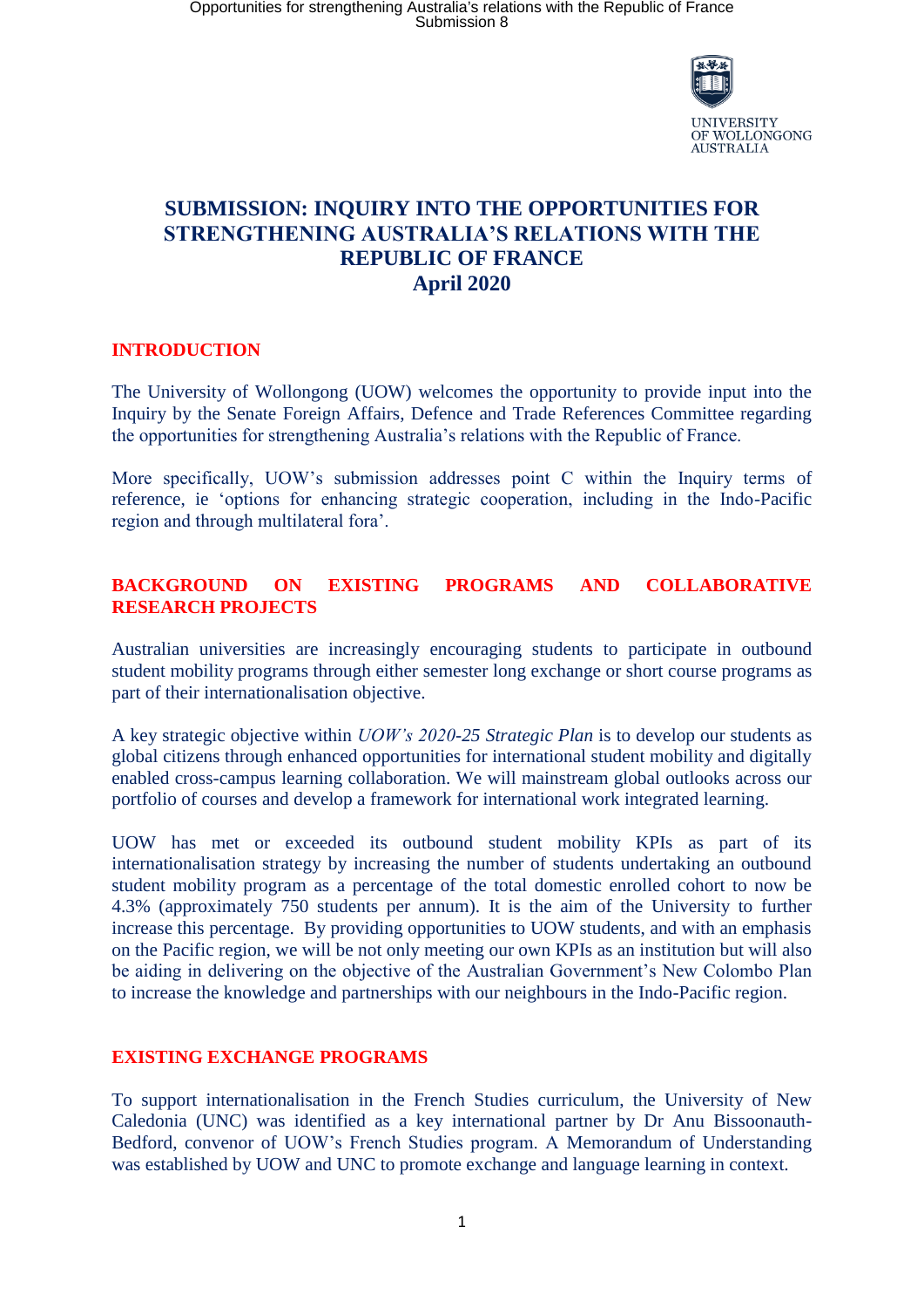UNIVERSITY OF WOLLONGONG AUSTRALIA

# SUBMISSION: INQUIRY INTO THE OPPORTUNITIES FOR STRENGTHENING AUSTRALIA'S RELATIONS WITH THE REPUBLIC OF FRANCE
# April 2020

## INTRODUCTION

The University of Wollongong (UOW) welcomes the opportunity to provide input into the Inquiry by the Senate Foreign Affairs, Defence and Trade References Committee regarding the opportunities for strengthening Australia's relations with the Republic of France.

More specifically, UOW's submission addresses point C within the Inquiry terms of reference, ie 'options for enhancing strategic cooperation, including in the Indo-Pacific region and through multilateral fora'.

## BACKGROUND ON EXISTING PROGRAMS AND COLLABORATIVE RESEARCH PROJECTS

Australian universities are increasingly encouraging students to participate in outbound student mobility programs through either semester long exchange or short course programs as part of their internationalisation objective.

A key strategic objective within *UOW's 2020-25 Strategic Plan* is to develop our students as global citizens through enhanced opportunities for international student mobility and digitally enabled cross-campus learning collaboration. We will mainstream global outlooks across our portfolio of courses and develop a framework for international work integrated learning.

UOW has met or exceeded its outbound student mobility KPIs as part of its internationalisation strategy by increasing the number of students undertaking an outbound student mobility program as a percentage of the total domestic enrolled cohort to now be 4.3% (approximately 750 students per annum). It is the aim of the University to further increase this percentage. By providing opportunities to UOW students, and with an emphasis on the Pacific region, we will be not only meeting our own KPIs as an institution but will also be aiding in delivering on the objective of the Australian Government's New Colombo Plan to increase the knowledge and partnerships with our neighbours in the Indo-Pacific region.

## EXISTING EXCHANGE PROGRAMS

To support internationalisation in the French Studies curriculum, the University of New Caledonia (UNC) was identified as a key international partner by Dr Anu Bissoonauth-Bedford, convenor of UOW's French Studies program. A Memorandum of Understanding was established by UOW and UNC to promote exchange and language learning in context.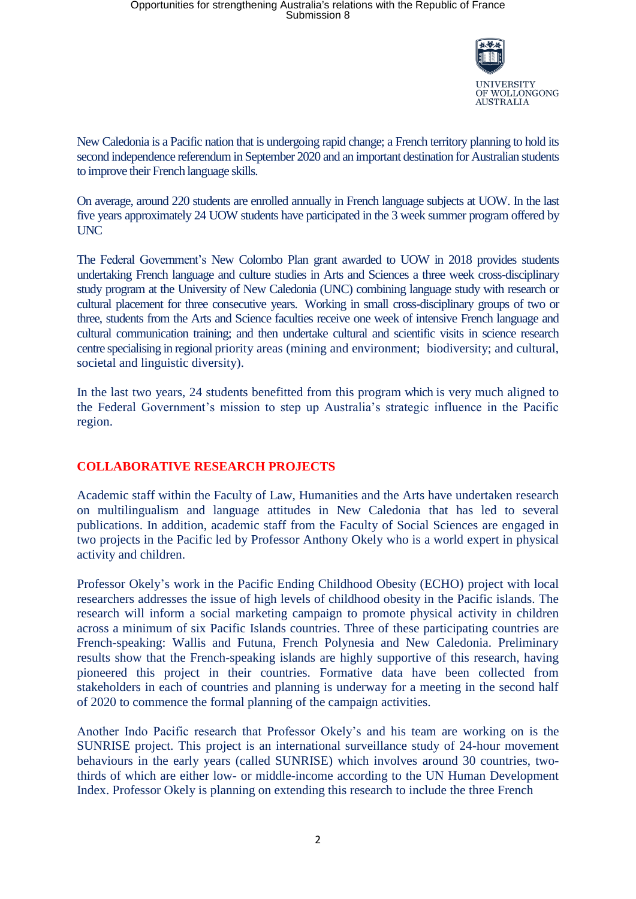New Caledonia is a Pacific nation that is undergoing rapid change; a French territory planning to hold its second independence referendum in September 2020 and an important destination for Australian students to improve their French language skills.

On average, around 220 students are enrolled annually in French language subjects at UOW. In the last five years approximately 24 UOW students have participated in the 3 week summer program offered by UNC

The Federal Government's New Colombo Plan grant awarded to UOW in 2018 provides students undertaking French language and culture studies in Arts and Sciences a three week cross-disciplinary study program at the University of New Caledonia (UNC) combining language study with research or cultural placement for three consecutive years. Working in small cross-disciplinary groups of two or three, students from the Arts and Science faculties receive one week of intensive French language and cultural communication training; and then undertake cultural and scientific visits in science research centre specialising in regional priority areas (mining and environment; biodiversity; and cultural, societal and linguistic diversity).

In the last two years, 24 students benefitted from this program which is very much aligned to the Federal Government's mission to step up Australia's strategic influence in the Pacific region.

## COLLABORATIVE RESEARCH PROJECTS

Academic staff within the Faculty of Law, Humanities and the Arts have undertaken research on multilingualism and language attitudes in New Caledonia that has led to several publications. In addition, academic staff from the Faculty of Social Sciences are engaged in two projects in the Pacific led by Professor Anthony Okely who is a world expert in physical activity and children.

Professor Okely's work in the Pacific Ending Childhood Obesity (ECHO) project with local researchers addresses the issue of high levels of childhood obesity in the Pacific islands. The research will inform a social marketing campaign to promote physical activity in children across a minimum of six Pacific Islands countries. Three of these participating countries are French-speaking: Wallis and Futuna, French Polynesia and New Caledonia. Preliminary results show that the French-speaking islands are highly supportive of this research, having pioneered this project in their countries. Formative data have been collected from stakeholders in each of countries and planning is underway for a meeting in the second half of 2020 to commence the formal planning of the campaign activities.

Another Indo Pacific research that Professor Okely's and his team are working on is the SUNRISE project. This project is an international surveillance study of 24-hour movement behaviours in the early years (called SUNRISE) which involves around 30 countries, two-thirds of which are either low- or middle-income according to the UN Human Development Index. Professor Okely is planning on extending this research to include the three French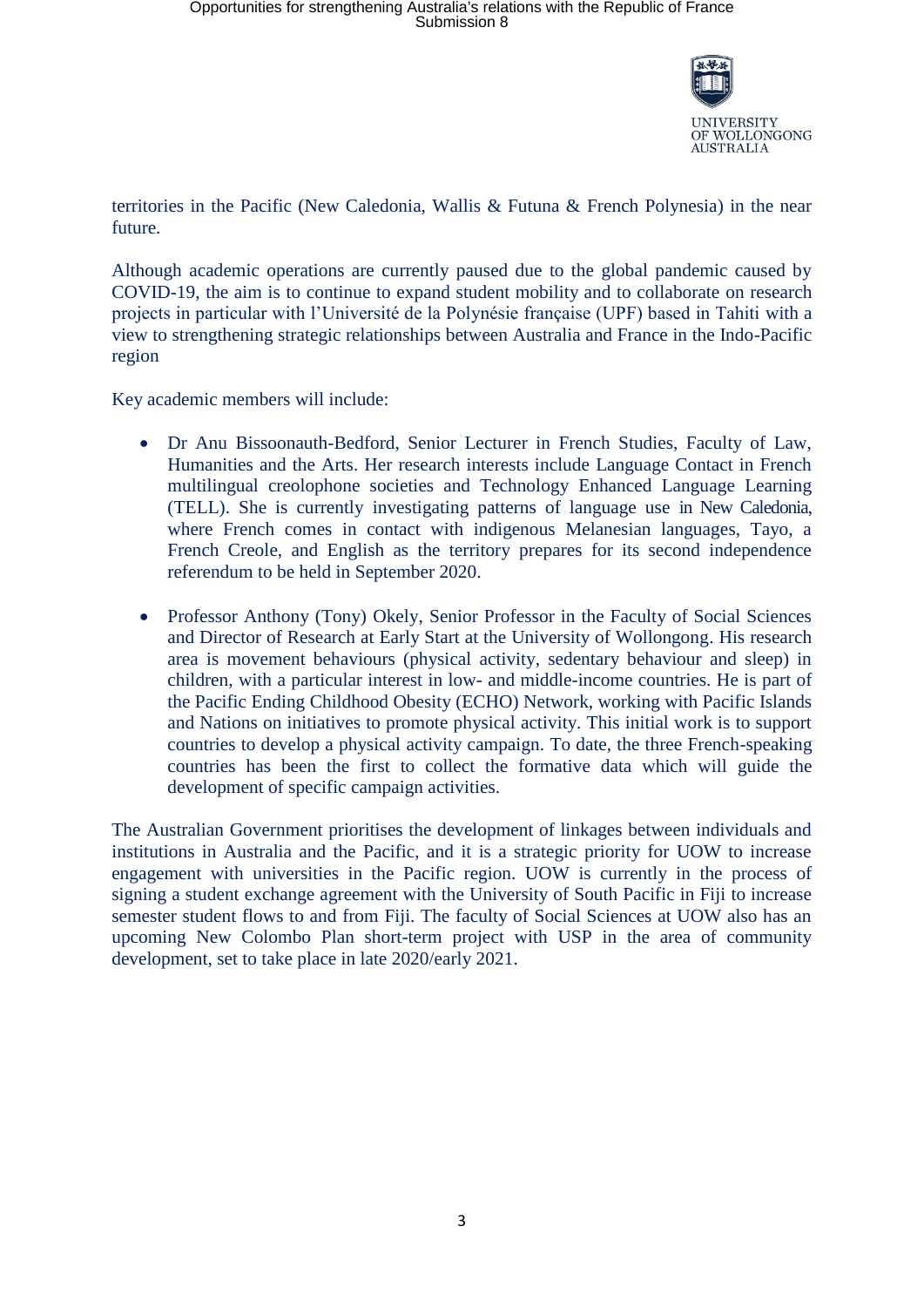territories in the Pacific (New Caledonia, Wallis & Futuna & French Polynesia) in the near future.

Although academic operations are currently paused due to the global pandemic caused by COVID-19, the aim is to continue to expand student mobility and to collaborate on research projects in particular with l'Université de la Polynésie française (UPF) based in Tahiti with a view to strengthening strategic relationships between Australia and France in the Indo-Pacific region

Key academic members will include:

- Dr Anu Bissoonauth-Bedford, Senior Lecturer in French Studies, Faculty of Law, Humanities and the Arts. Her research interests include Language Contact in French multilingual creolophone societies and Technology Enhanced Language Learning (TELL). She is currently investigating patterns of language use in New Caledonia, where French comes in contact with indigenous Melanesian languages, Tayo, a French Creole, and English as the territory prepares for its second independence referendum to be held in September 2020.

- Professor Anthony (Tony) Okely, Senior Professor in the Faculty of Social Sciences and Director of Research at Early Start at the University of Wollongong. His research area is movement behaviours (physical activity, sedentary behaviour and sleep) in children, with a particular interest in low- and middle-income countries. He is part of the Pacific Ending Childhood Obesity (ECHO) Network, working with Pacific Islands and Nations on initiatives to promote physical activity. This initial work is to support countries to develop a physical activity campaign. To date, the three French-speaking countries has been the first to collect the formative data which will guide the development of specific campaign activities.

The Australian Government prioritises the development of linkages between individuals and institutions in Australia and the Pacific, and it is a strategic priority for UOW to increase engagement with universities in the Pacific region. UOW is currently in the process of signing a student exchange agreement with the University of South Pacific in Fiji to increase semester student flows to and from Fiji. The faculty of Social Sciences at UOW also has an upcoming New Colombo Plan short-term project with USP in the area of community development, set to take place in late 2020/early 2021.